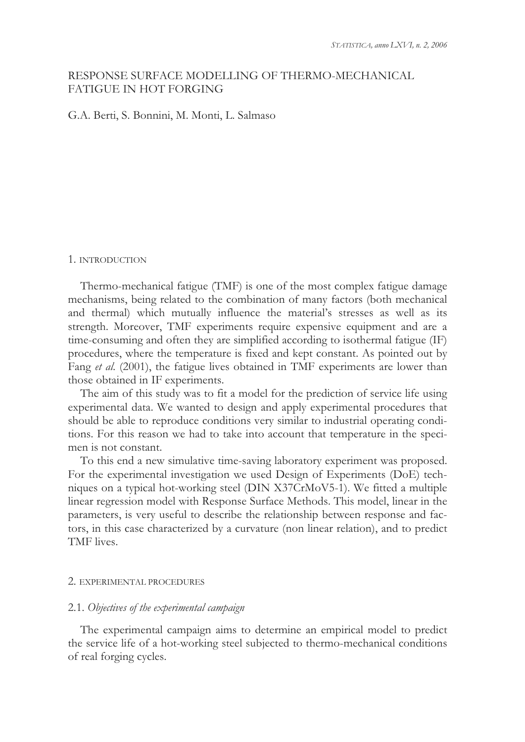# RESPONSE SURFACE MODELLING OF THERMO-MECHANICAL FATIGUE IN HOT FORGING

G.A. Berti, S. Bonnini, M. Monti, L. Salmaso

## 1. INTRODUCTION

Thermo-mechanical fatigue (TMF) is one of the most complex fatigue damage mechanisms, being related to the combination of many factors (both mechanical and thermal) which mutually influence the material's stresses as well as its strength. Moreover, TMF experiments require expensive equipment and are a time-consuming and often they are simplified according to isothermal fatigue (IF) procedures, where the temperature is fixed and kept constant. As pointed out by Fang *et al.* (2001), the fatigue lives obtained in TMF experiments are lower than those obtained in IF experiments.

The aim of this study was to fit a model for the prediction of service life using experimental data. We wanted to design and apply experimental procedures that should be able to reproduce conditions very similar to industrial operating conditions. For this reason we had to take into account that temperature in the specimen is not constant.

To this end a new simulative time-saving laboratory experiment was proposed. For the experimental investigation we used Design of Experiments (DoE) techniques on a typical hot-working steel (DIN X37CrMoV5-1). We fitted a multiple linear regression model with Response Surface Methods. This model, linear in the parameters, is very useful to describe the relationship between response and factors, in this case characterized by a curvature (non linear relation), and to predict TMF lives.

## 2. EXPERIMENTAL PROCEDURES

### 2.1. *Objectives of the experimental campaign*

The experimental campaign aims to determine an empirical model to predict the service life of a hot-working steel subjected to thermo-mechanical conditions of real forging cycles.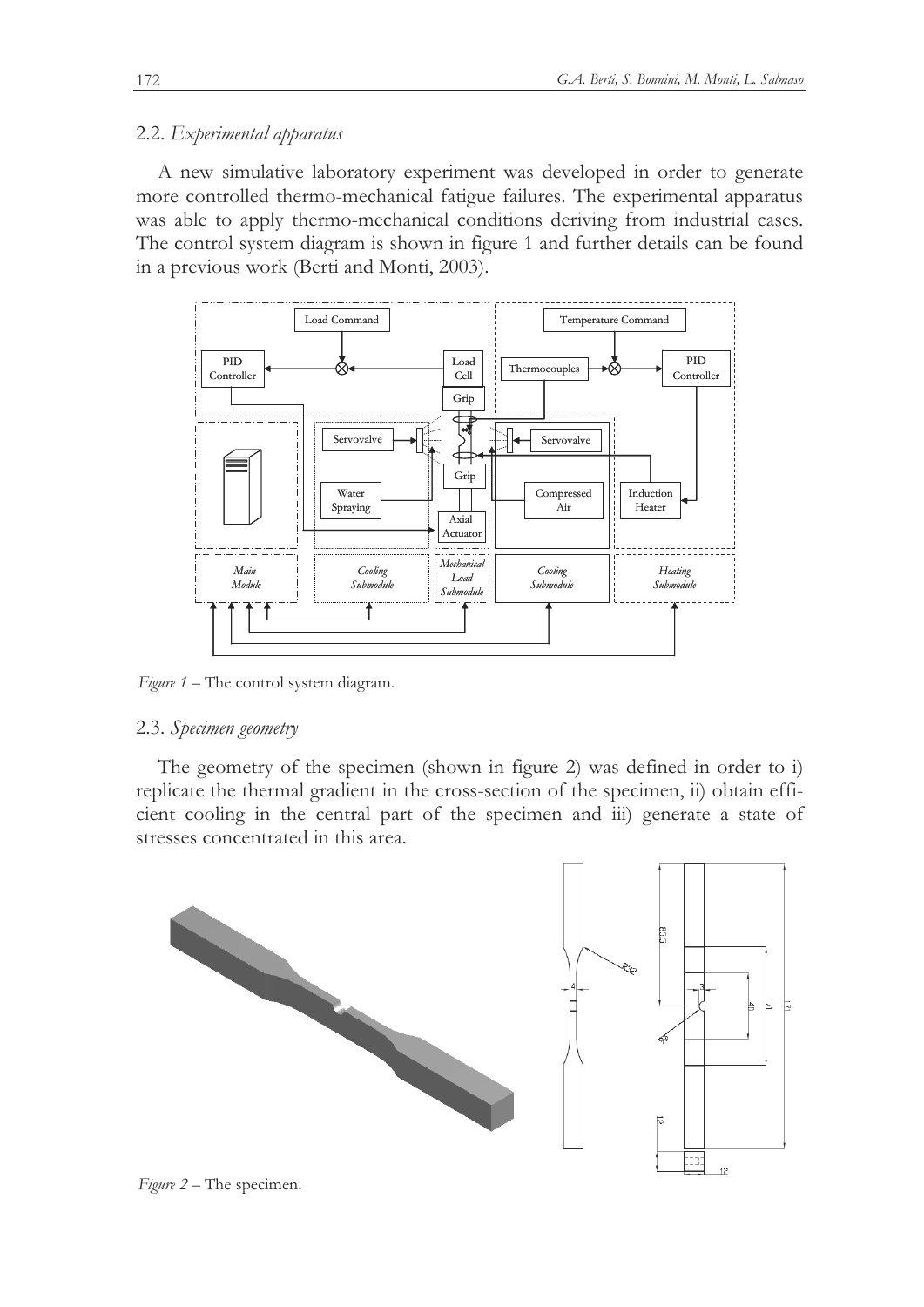### 2.2. *Experimental apparatus*

A new simulative laboratory experiment was developed in order to generate more controlled thermo-mechanical fatigue failures. The experimental apparatus was able to apply thermo-mechanical conditions deriving from industrial cases. The control system diagram is shown in figure 1 and further details can be found in a previous work (Berti and Monti, 2003).

*Figure 1* – The control system diagram.

### 2.3. *Specimen geometry*

The geometry of the specimen (shown in figure 2) was defined in order to i) replicate the thermal gradient in the cross-section of the specimen, ii) obtain efficient cooling in the central part of the specimen and iii) generate a state of stresses concentrated in this area.

*Figure 2* – The specimen.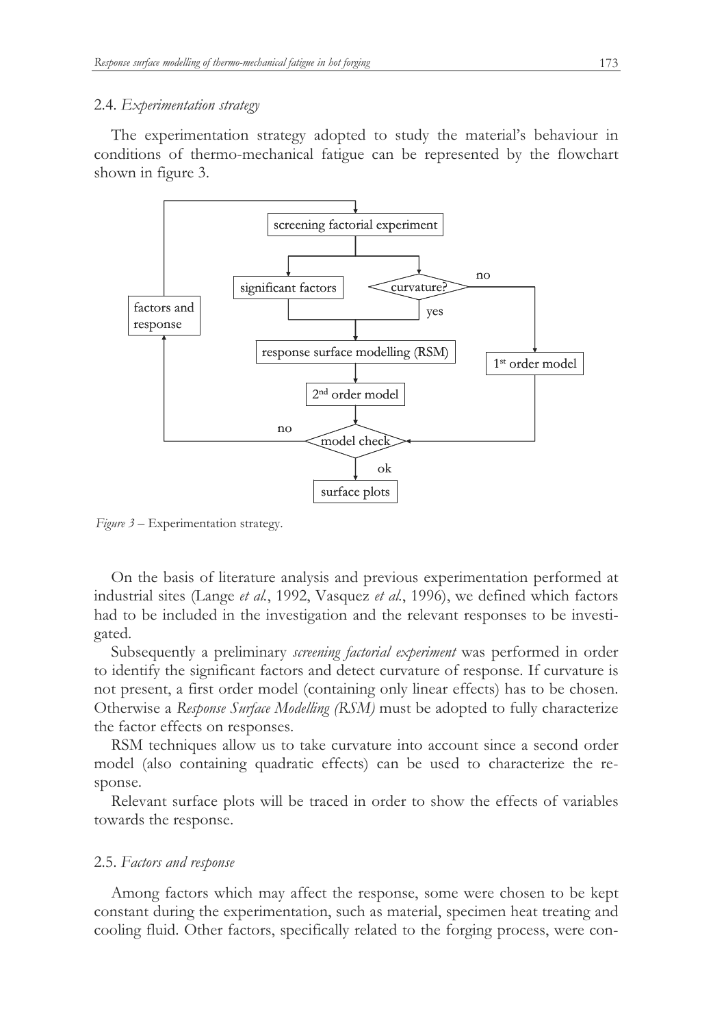### 2.4. *Experimentation strategy*

The experimentation strategy adopted to study the material's behaviour in conditions of thermo-mechanical fatigue can be represented by the flowchart shown in figure 3.

*Figure 3* – Experimentation strategy.

On the basis of literature analysis and previous experimentation performed at industrial sites (Lange *et al.*, 1992, Vasquez *et al.*, 1996), we defined which factors had to be included in the investigation and the relevant responses to be investigated.

Subsequently a preliminary *screening factorial experiment* was performed in order to identify the significant factors and detect curvature of response. If curvature is not present, a first order model (containing only linear effects) has to be chosen. Otherwise a *Response Surface Modelling (RSM)* must be adopted to fully characterize the factor effects on responses.

RSM techniques allow us to take curvature into account since a second order model (also containing quadratic effects) can be used to characterize the response.

Relevant surface plots will be traced in order to show the effects of variables towards the response.

### 2.5. *Factors and response*

Among factors which may affect the response, some were chosen to be kept constant during the experimentation, such as material, specimen heat treating and cooling fluid. Other factors, specifically related to the forging process, were con-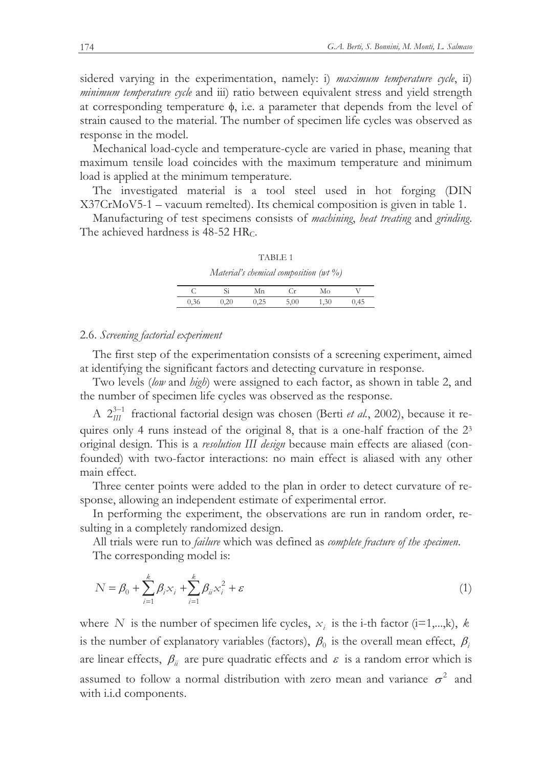sidered varying in the experimentation, namely: i) *maximum temperature cycle*, ii) *minimum temperature cycle* and iii) ratio between equivalent stress and yield strength at corresponding temperature $\phi$, i.e. a parameter that depends from the level of strain caused to the material. The number of specimen life cycles was observed as response in the model.

Mechanical load-cycle and temperature-cycle are varied in phase, meaning that maximum tensile load coincides with the maximum temperature and minimum load is applied at the minimum temperature.

The investigated material is a tool steel used in hot forging (DIN X37CrMoV5-1 – vacuum remelted). Its chemical composition is given in table 1.

Manufacturing of test specimens consists of *machining*, *heat treating* and *grinding*. The achieved hardness is 48-52 $HR_C$.

TABLE 1

*Material's chemical composition (wt %)*

| C | Si | Mn | Cr | Mo | V |
|---|---|---|---|---|---|
| 0,36 | 0,20 | 0,25 | 5,00 | 1,30 | 0,45 |

## 2.6. *Screening factorial experiment*

The first step of the experimentation consists of a screening experiment, aimed at identifying the significant factors and detecting curvature in response.

Two levels (*low* and *high*) were assigned to each factor, as shown in table 2, and the number of specimen life cycles was observed as the response.

A $2_{III}^{3-1}$ fractional factorial design was chosen (Berti *et al.*, 2002), because it requires only 4 runs instead of the original 8, that is a one-half fraction of the $2^3$ original design. This is a *resolution III design* because main effects are aliased (confounded) with two-factor interactions: no main effect is aliased with any other main effect.

Three center points were added to the plan in order to detect curvature of response, allowing an independent estimate of experimental error.

In performing the experiment, the observations are run in random order, resulting in a completely randomized design.

All trials were run to *failure* which was defined as *complete fracture of the specimen*.

The corresponding model is:

$$N = \beta_0 + \sum_{i=1}^{k} \beta_i x_i + \sum_{i=1}^{k} \beta_{ii} x_i^2 + \varepsilon \tag{1}$$

where $N$ is the number of specimen life cycles, $x_i$ is the i-th factor (i=1,...,k), $k$ is the number of explanatory variables (factors), $\beta_0$ is the overall mean effect, $\beta_i$ are linear effects, $\beta_{ii}$ are pure quadratic effects and $\varepsilon$ is a random error which is assumed to follow a normal distribution with zero mean and variance $\sigma^2$ and with i.i.d components.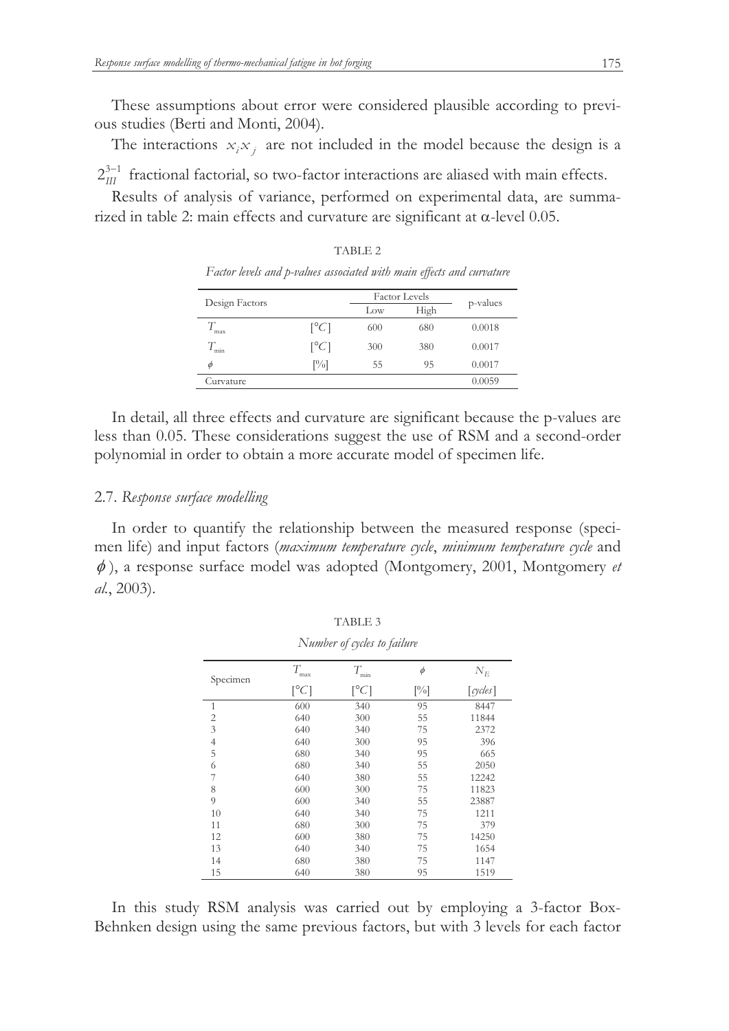These assumptions about error were considered plausible according to previous studies (Berti and Monti, 2004).

The interactions $x_i x_j$ are not included in the model because the design is a $2_{III}^{3-1}$ fractional factorial, so two-factor interactions are aliased with main effects.

Results of analysis of variance, performed on experimental data, are summarized in table 2: main effects and curvature are significant at α-level 0.05.

TABLE 2

*Factor levels and p-values associated with main effects and curvature*

| Design Factors | | Factor Levels | | p-values |
|---|---|---|---|---|
| | | Low | High | |
| $T_{max}$ | $[°C]$ | 600 | 680 | 0.0018 |
| $T_{min}$ | $[°C]$ | 300 | 380 | 0.0017 |
| $\phi$ | $[\%]$ | 55 | 95 | 0.0017 |
| Curvature | | | | 0.0059 |

In detail, all three effects and curvature are significant because the p-values are less than 0.05. These considerations suggest the use of RSM and a second-order polynomial in order to obtain a more accurate model of specimen life.

### 2.7. *Response surface modelling*

In order to quantify the relationship between the measured response (specimen life) and input factors (*maximum temperature cycle*, *minimum temperature cycle* and $\phi$), a response surface model was adopted (Montgomery, 2001, Montgomery *et al.*, 2003).

TABLE 3

*Number of cycles to failure*

| Specimen | $T_{max}$ | $T_{min}$ | $\phi$ | $N_E$ |
|---|---|---|---|---|
| | $[°C]$ | $[°C]$ | $[\%]$ | $[cycles]$ |
| 1 | 600 | 340 | 95 | 8447 |
| 2 | 640 | 300 | 55 | 11844 |
| 3 | 640 | 340 | 75 | 2372 |
| 4 | 640 | 300 | 95 | 396 |
| 5 | 680 | 340 | 95 | 665 |
| 6 | 680 | 340 | 55 | 2050 |
| 7 | 640 | 380 | 55 | 12242 |
| 8 | 600 | 300 | 75 | 11823 |
| 9 | 600 | 340 | 55 | 23887 |
| 10 | 640 | 340 | 75 | 1211 |
| 11 | 680 | 300 | 75 | 379 |
| 12 | 600 | 380 | 75 | 14250 |
| 13 | 640 | 340 | 75 | 1654 |
| 14 | 680 | 380 | 75 | 1147 |
| 15 | 640 | 380 | 95 | 1519 |

In this study RSM analysis was carried out by employing a 3-factor Box-Behnken design using the same previous factors, but with 3 levels for each factor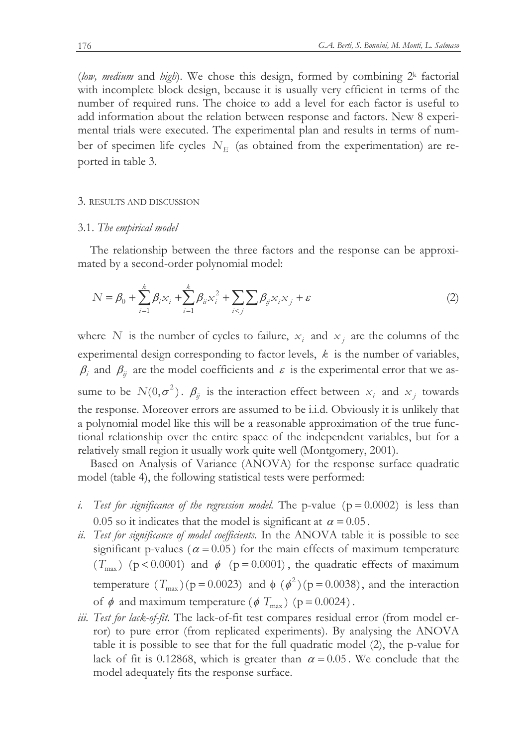(*low, medium* and *high*). We chose this design, formed by combining $2^k$ factorial with incomplete block design, because it is usually very efficient in terms of the number of required runs. The choice to add a level for each factor is useful to add information about the relation between response and factors. New 8 experimental trials were executed. The experimental plan and results in terms of number of specimen life cycles $N_E$ (as obtained from the experimentation) are reported in table 3.

## 3. RESULTS AND DISCUSSION

### 3.1. *The empirical model*

The relationship between the three factors and the response can be approximated by a second-order polynomial model:

$$N = \beta_0 + \sum_{i=1}^{k} \beta_i x_i + \sum_{i=1}^{k} \beta_{ii} x_i^2 + \sum_{i<j}\sum \beta_{ij} x_i x_j + \varepsilon \tag{2}$$

where $N$ is the number of cycles to failure, $x_i$ and $x_j$ are the columns of the experimental design corresponding to factor levels, $k$ is the number of variables, $\beta_i$ and $\beta_{ij}$ are the model coefficients and $\varepsilon$ is the experimental error that we assume to be $N(0,\sigma^2)$. $\beta_{ij}$ is the interaction effect between $x_i$ and $x_j$ towards the response. Moreover errors are assumed to be i.i.d. Obviously it is unlikely that a polynomial model like this will be a reasonable approximation of the true functional relationship over the entire space of the independent variables, but for a relatively small region it usually work quite well (Montgomery, 2001).

Based on Analysis of Variance (ANOVA) for the response surface quadratic model (table 4), the following statistical tests were performed:

*i. Test for significance of the regression model.* The p-value $(\text{p} = 0.0002)$ is less than 0.05 so it indicates that the model is significant at $\alpha = 0.05$.

*ii. Test for significance of model coefficients.* In the ANOVA table it is possible to see significant p-values $(\alpha = 0.05)$ for the main effects of maximum temperature $(T_{\max})$ $(\text{p} < 0.0001)$ and $\phi$ $(\text{p} = 0.0001)$, the quadratic effects of maximum temperature $(T_{\max})$ $(\text{p} = 0.0023)$ and $\phi$ $(\phi^2)$ $(\text{p} = 0.0038)$, and the interaction of $\phi$ and maximum temperature $(\phi\ T_{\max})$ $(\text{p} = 0.0024)$.

*iii. Test for lack-of-fit.* The lack-of-fit test compares residual error (from model error) to pure error (from replicated experiments). By analysing the ANOVA table it is possible to see that for the full quadratic model (2), the p-value for lack of fit is 0.12868, which is greater than $\alpha = 0.05$. We conclude that the model adequately fits the response surface.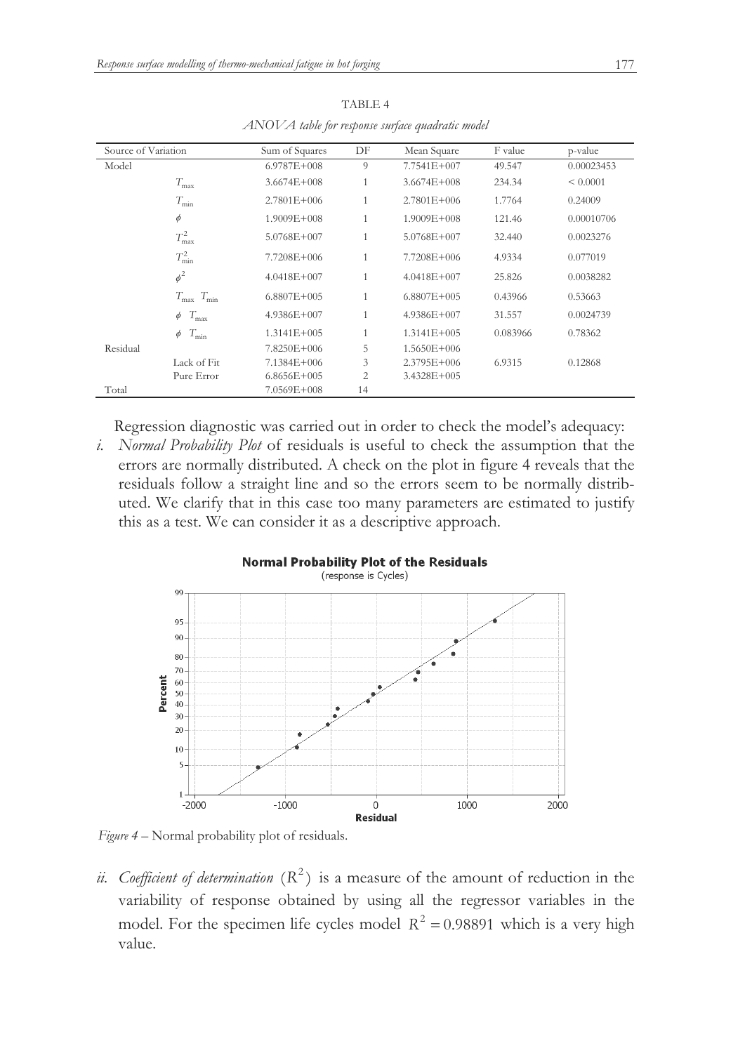TABLE 4

*ANOVA table for response surface quadratic model*

| Source of Variation | | Sum of Squares | DF | Mean Square | F value | p-value |
|---|---|---|---|---|---|---|
| Model | | 6.9787E+008 | 9 | 7.7541E+007 | 49.547 | 0.00023453 |
| | $T_{\max}$ | 3.6674E+008 | 1 | 3.6674E+008 | 234.34 | < 0.0001 |
| | $T_{\min}$ | 2.7801E+006 | 1 | 2.7801E+006 | 1.7764 | 0.24009 |
| | $\phi$ | 1.9009E+008 | 1 | 1.9009E+008 | 121.46 | 0.00010706 |
| | $T_{\max}^2$ | 5.0768E+007 | 1 | 5.0768E+007 | 32.440 | 0.0023276 |
| | $T_{\min}^2$ | 7.7208E+006 | 1 | 7.7208E+006 | 4.9334 | 0.077019 |
| | $\phi^2$ | 4.0418E+007 | 1 | 4.0418E+007 | 25.826 | 0.0038282 |
| | $T_{\max}\ T_{\min}$ | 6.8807E+005 | 1 | 6.8807E+005 | 0.43966 | 0.53663 |
| | $\phi\ T_{\max}$ | 4.9386E+007 | 1 | 4.9386E+007 | 31.557 | 0.0024739 |
| | $\phi\ T_{\min}$ | 1.3141E+005 | 1 | 1.3141E+005 | 0.083966 | 0.78362 |
| Residual | | 7.8250E+006 | 5 | 1.5650E+006 | | |
| | Lack of Fit | 7.1384E+006 | 3 | 2.3795E+006 | 6.9315 | 0.12868 |
| | Pure Error | 6.8656E+005 | 2 | 3.4328E+005 | | |
| Total | | 7.0569E+008 | 14 | | | |

Regression diagnostic was carried out in order to check the model's adequacy:

*i. Normal Probability Plot* of residuals is useful to check the assumption that the errors are normally distributed. A check on the plot in figure 4 reveals that the residuals follow a straight line and so the errors seem to be normally distributed. We clarify that in this case too many parameters are estimated to justify this as a test. We can consider it as a descriptive approach.

*Figure 4* – Normal probability plot of residuals.

*ii. Coefficient of determination* $(R^2)$ is a measure of the amount of reduction in the variability of response obtained by using all the regressor variables in the model. For the specimen life cycles model $R^2 = 0.98891$ which is a very high value.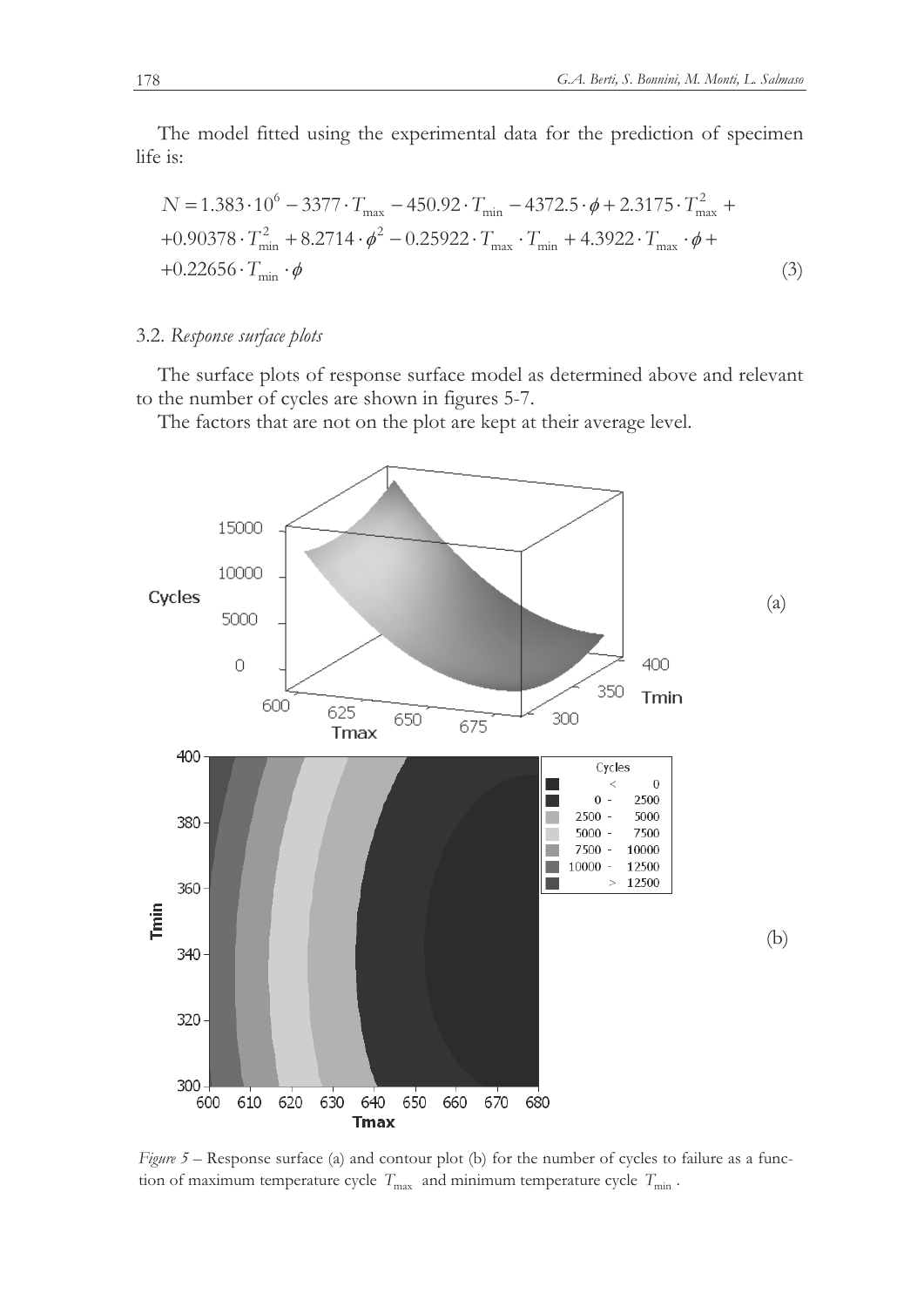The model fitted using the experimental data for the prediction of specimen life is:

$$
\begin{aligned}
N = {} & 1.383 \cdot 10^6 - 3377 \cdot T_{\max} - 450.92 \cdot T_{\min} - 4372.5 \cdot \phi + 2.3175 \cdot T_{\max}^2 + \\
& +0.90378 \cdot T_{\min}^2 + 8.2714 \cdot \phi^2 - 0.25922 \cdot T_{\max} \cdot T_{\min} + 4.3922 \cdot T_{\max} \cdot \phi + \\
& +0.22656 \cdot T_{\min} \cdot \phi
\end{aligned} \tag{3}
$$

### 3.2. *Response surface plots*

The surface plots of response surface model as determined above and relevant to the number of cycles are shown in figures 5-7.

The factors that are not on the plot are kept at their average level.

*Figure 5* – Response surface (a) and contour plot (b) for the number of cycles to failure as a function of maximum temperature cycle $T_{\max}$ and minimum temperature cycle $T_{\min}$.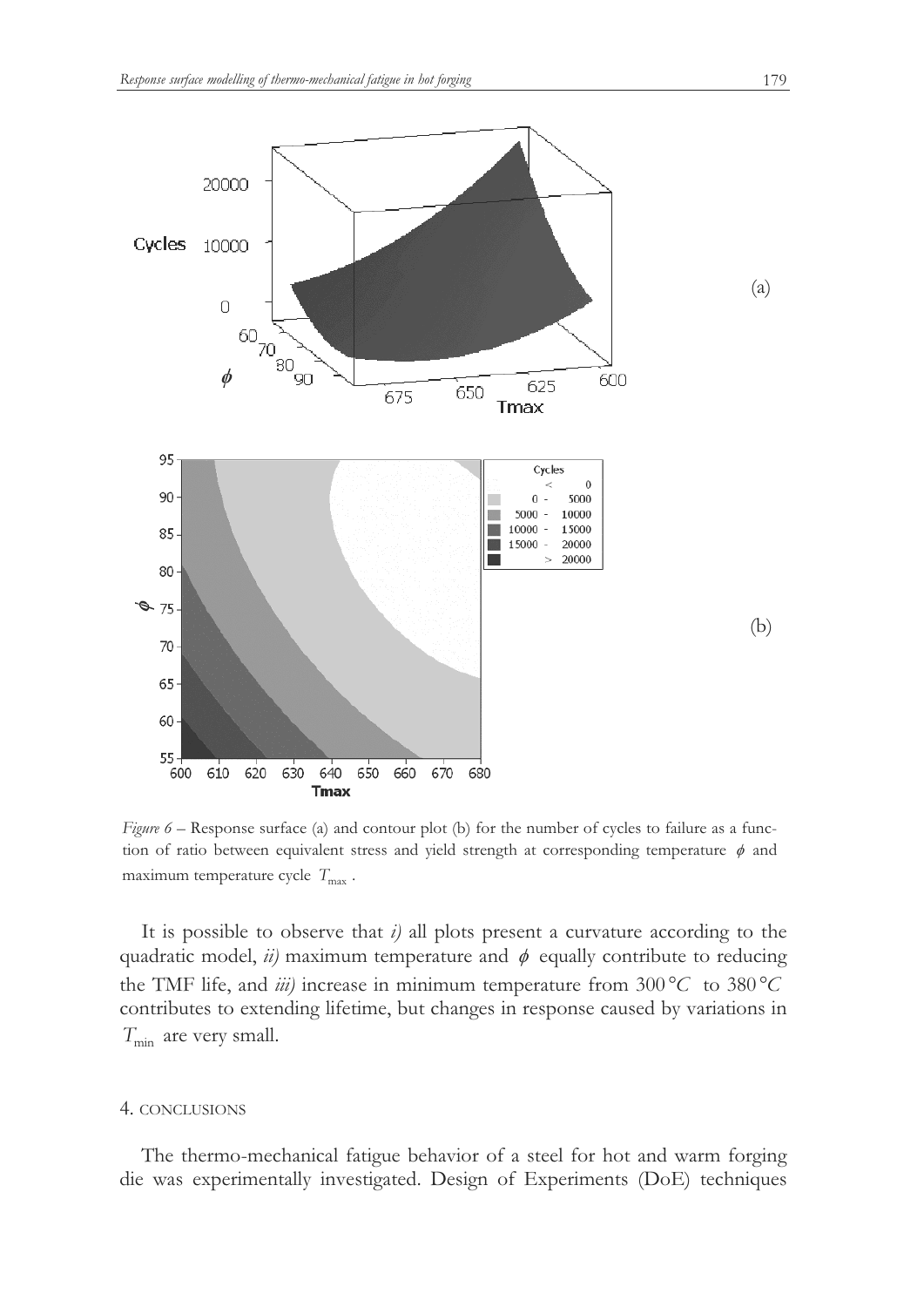*Figure 6* – Response surface (a) and contour plot (b) for the number of cycles to failure as a function of ratio between equivalent stress and yield strength at corresponding temperature $\phi$ and maximum temperature cycle $T_{\max}$.

It is possible to observe that *i)* all plots present a curvature according to the quadratic model, *ii)* maximum temperature and $\phi$ equally contribute to reducing the TMF life, and *iii)* increase in minimum temperature from $300\,°C$ to $380\,°C$ contributes to extending lifetime, but changes in response caused by variations in $T_{\min}$ are very small.

## 4. CONCLUSIONS

The thermo-mechanical fatigue behavior of a steel for hot and warm forging die was experimentally investigated. Design of Experiments (DoE) techniques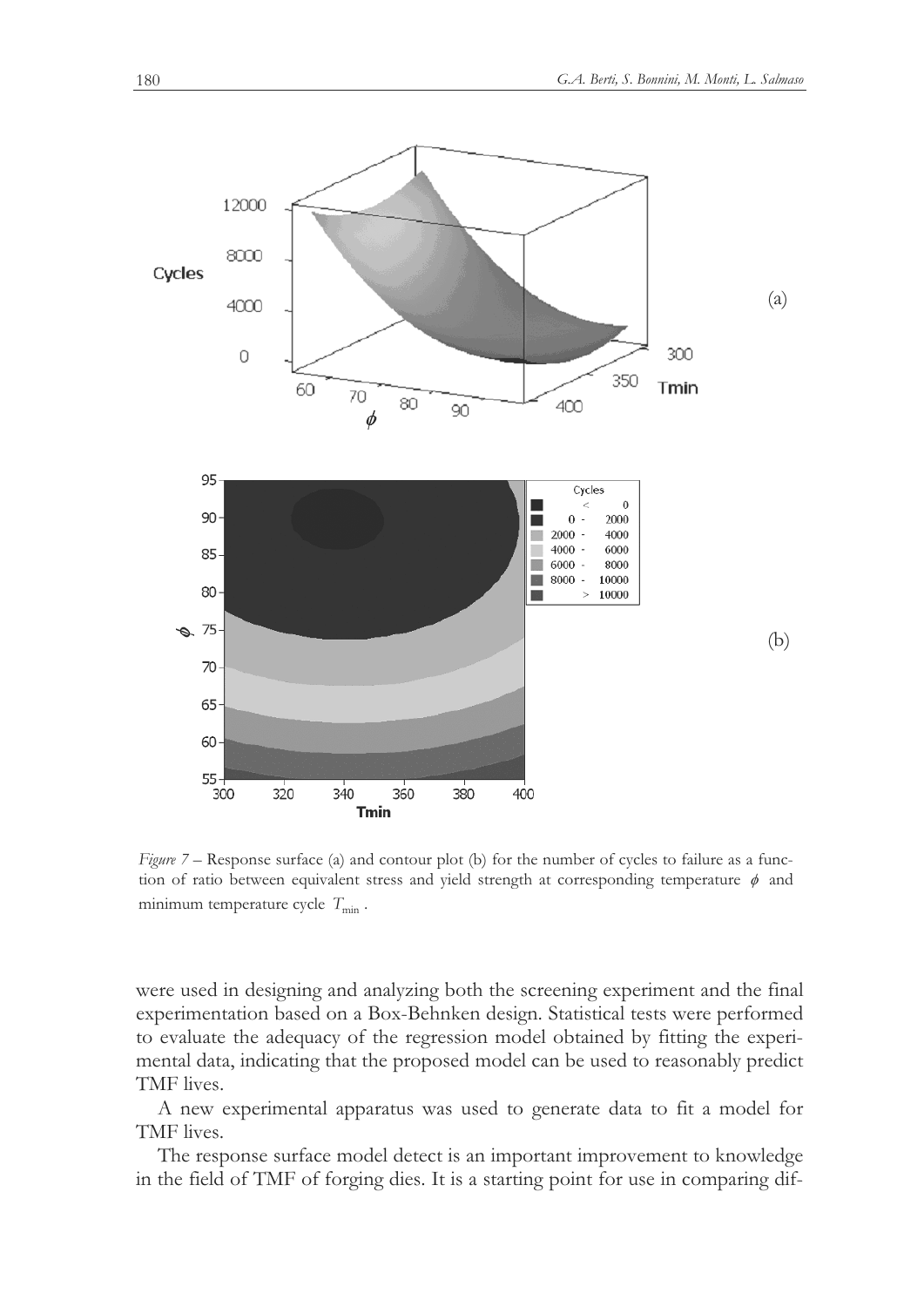*Figure 7* – Response surface (a) and contour plot (b) for the number of cycles to failure as a function of ratio between equivalent stress and yield strength at corresponding temperature $\phi$ and minimum temperature cycle $T_{\min}$.

were used in designing and analyzing both the screening experiment and the final experimentation based on a Box-Behnken design. Statistical tests were performed to evaluate the adequacy of the regression model obtained by fitting the experimental data, indicating that the proposed model can be used to reasonably predict TMF lives.

A new experimental apparatus was used to generate data to fit a model for TMF lives.

The response surface model detect is an important improvement to knowledge in the field of TMF of forging dies. It is a starting point for use in comparing dif-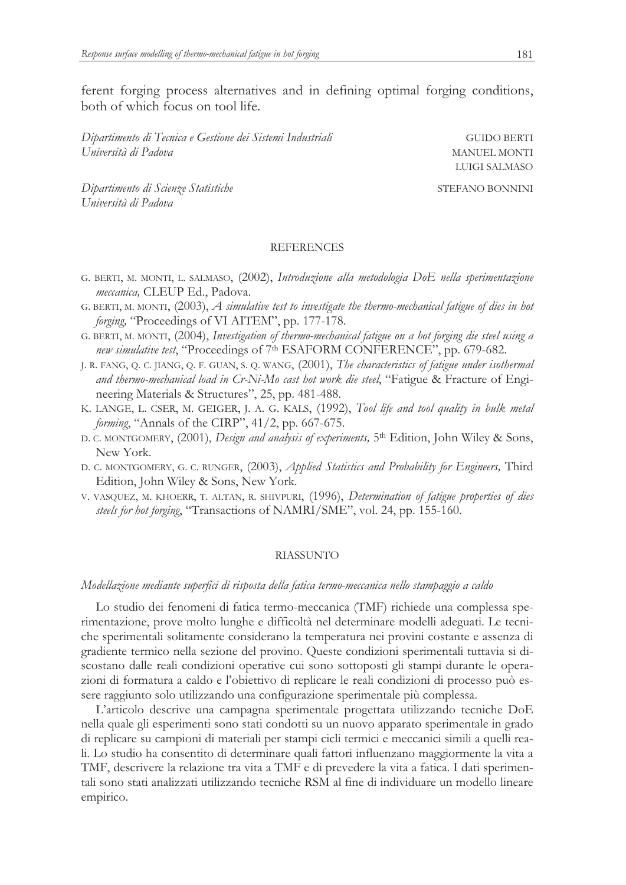ferent forging process alternatives and in defining optimal forging conditions, both of which focus on tool life.

*Dipartimento di Tecnica e Gestione dei Sistemi Industriali*
*Università di Padova*

GUIDO BERTI
MANUEL MONTI
LUIGI SALMASO

*Dipartimento di Scienze Statistiche*
*Università di Padova*

STEFANO BONNINI

## REFERENCES

G. BERTI, M. MONTI, L. SALMASO, (2002), *Introduzione alla metodologia DoE nella sperimentazione meccanica,* CLEUP Ed., Padova.

G. BERTI, M. MONTI, (2003), *A simulative test to investigate the thermo-mechanical fatigue of dies in hot forging,* "Proceedings of VI AITEM", pp. 177-178.

G. BERTI, M. MONTI, (2004), *Investigation of thermo-mechanical fatigue on a hot forging die steel using a new simulative test*, "Proceedings of 7th ESAFORM CONFERENCE", pp. 679-682.

J. R. FANG, Q. C. JIANG, Q. F. GUAN, S. Q. WANG, (2001), *The characteristics of fatigue under isothermal and thermo-mechanical load in Cr-Ni-Mo cast hot work die steel*, "Fatigue & Fracture of Engineering Materials & Structures", 25, pp. 481-488.

K. LANGE, L. CSER, M. GEIGER, J. A. G. KALS, (1992), *Tool life and tool quality in bulk metal forming*, "Annals of the CIRP", 41/2, pp. 667-675.

D. C. MONTGOMERY, (2001), *Design and analysis of experiments,* 5th Edition, John Wiley & Sons, New York.

D. C. MONTGOMERY, G. C. RUNGER, (2003), *Applied Statistics and Probability for Engineers,* Third Edition, John Wiley & Sons, New York.

V. VASQUEZ, M. KHOERR, T. ALTAN, R. SHIVPURI, (1996), *Determination of fatigue properties of dies steels for hot forging*, "Transactions of NAMRI/SME", vol. 24, pp. 155-160.

## RIASSUNTO

*Modellazione mediante superfici di risposta della fatica termo-meccanica nello stampaggio a caldo*

Lo studio dei fenomeni di fatica termo-meccanica (TMF) richiede una complessa sperimentazione, prove molto lunghe e difficoltà nel determinare modelli adeguati. Le tecniche sperimentali solitamente considerano la temperatura nei provini costante e assenza di gradiente termico nella sezione del provino. Queste condizioni sperimentali tuttavia si discostano dalle reali condizioni operative cui sono sottoposti gli stampi durante le operazioni di formatura a caldo e l'obiettivo di replicare le reali condizioni di processo può essere raggiunto solo utilizzando una configurazione sperimentale più complessa.

L'articolo descrive una campagna sperimentale progettata utilizzando tecniche DoE nella quale gli esperimenti sono stati condotti su un nuovo apparato sperimentale in grado di replicare su campioni di materiali per stampi cicli termici e meccanici simili a quelli reali. Lo studio ha consentito di determinare quali fattori influenzano maggiormente la vita a TMF, descrivere la relazione tra vita a TMF e di prevedere la vita a fatica. I dati sperimentali sono stati analizzati utilizzando tecniche RSM al fine di individuare un modello lineare empirico.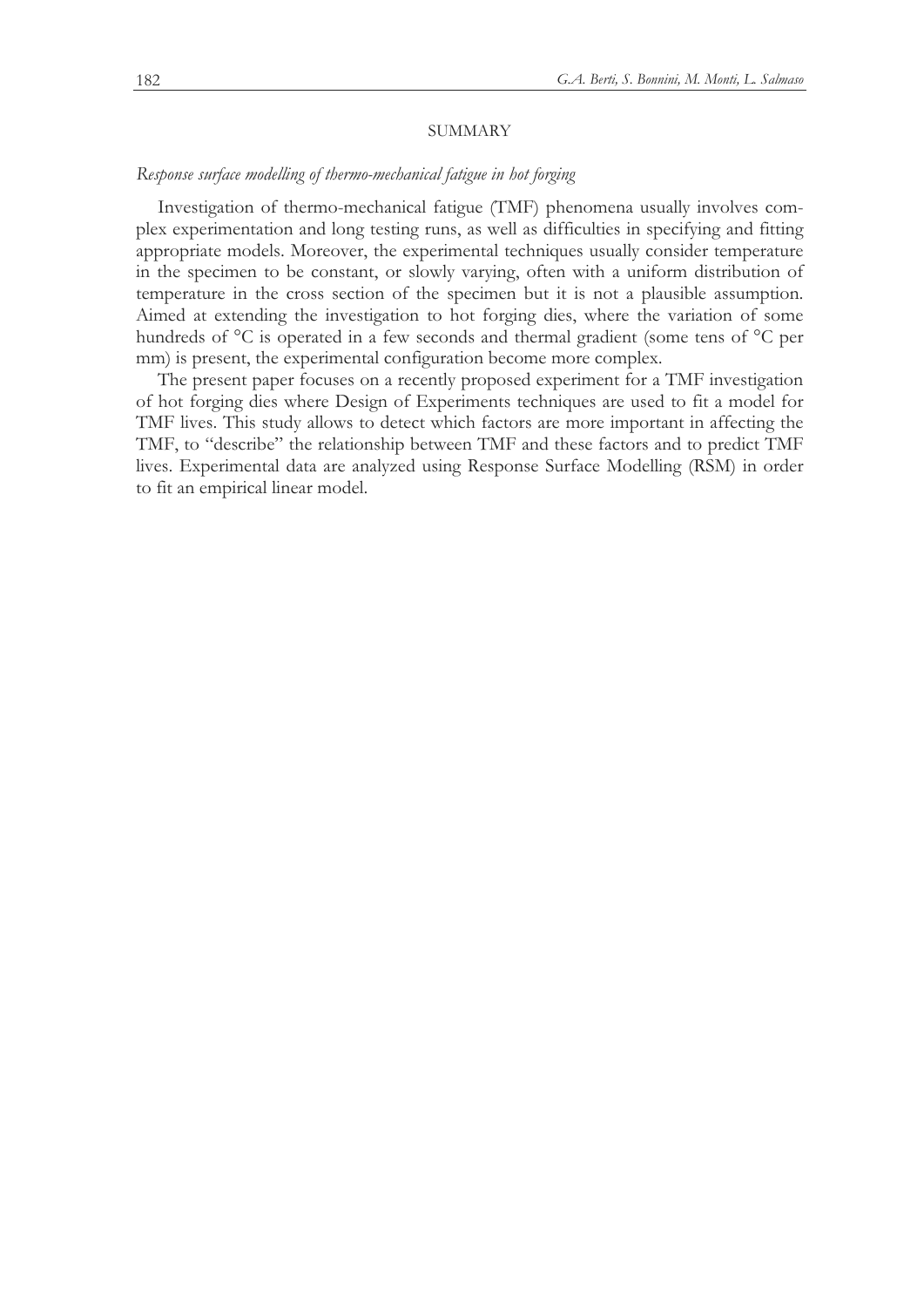## SUMMARY

*Response surface modelling of thermo-mechanical fatigue in hot forging*

Investigation of thermo-mechanical fatigue (TMF) phenomena usually involves complex experimentation and long testing runs, as well as difficulties in specifying and fitting appropriate models. Moreover, the experimental techniques usually consider temperature in the specimen to be constant, or slowly varying, often with a uniform distribution of temperature in the cross section of the specimen but it is not a plausible assumption. Aimed at extending the investigation to hot forging dies, where the variation of some hundreds of °C is operated in a few seconds and thermal gradient (some tens of °C per mm) is present, the experimental configuration become more complex.

The present paper focuses on a recently proposed experiment for a TMF investigation of hot forging dies where Design of Experiments techniques are used to fit a model for TMF lives. This study allows to detect which factors are more important in affecting the TMF, to "describe" the relationship between TMF and these factors and to predict TMF lives. Experimental data are analyzed using Response Surface Modelling (RSM) in order to fit an empirical linear model.